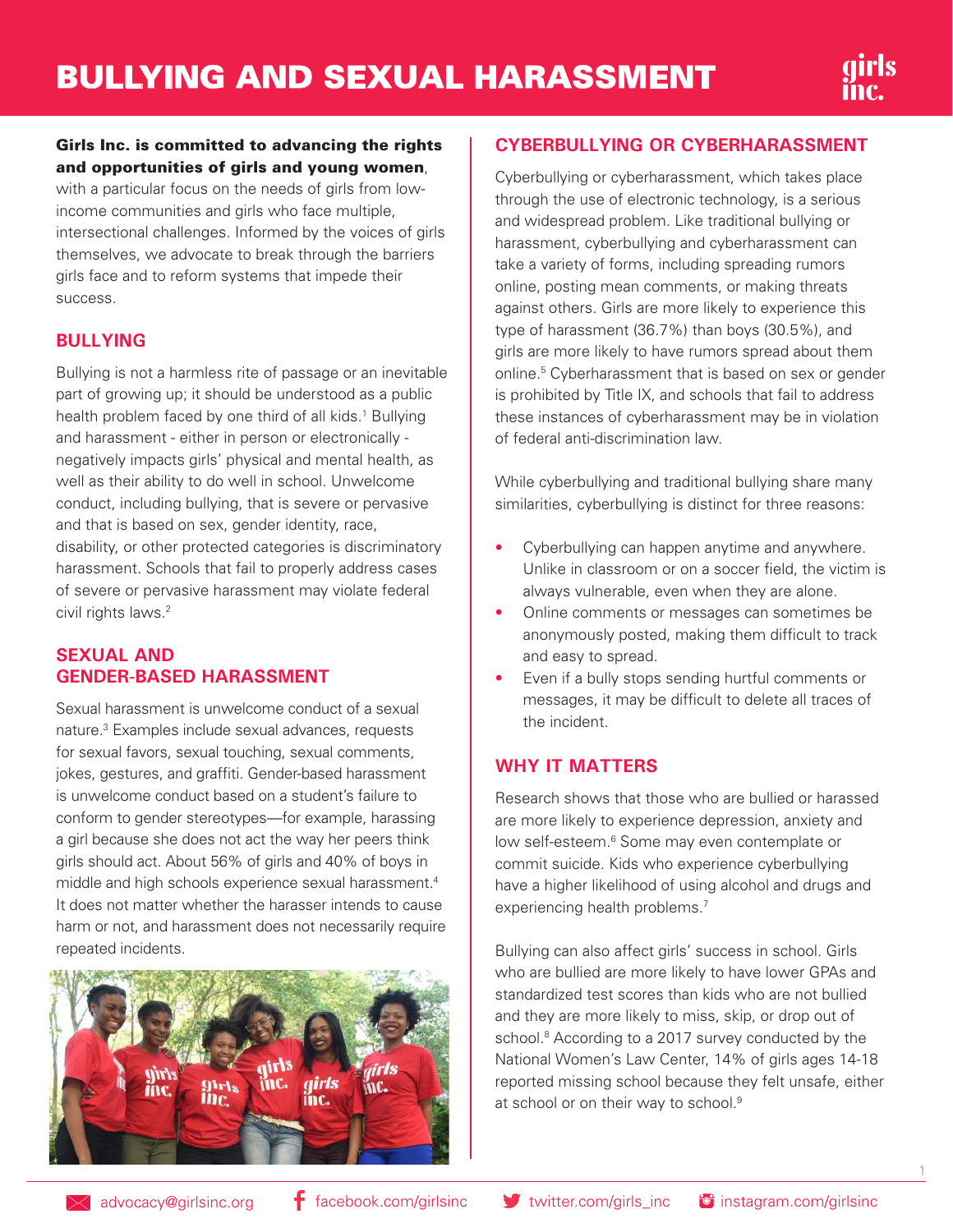# BULLYING AND SEXUAL HARASSMENT

**Girls Inc. is committed to advancing the rights and opportunities of girls and young women**, with a particular focus on the needs of girls from low-income communities and girls who face multiple, intersectional challenges. Informed by the voices of girls themselves, we advocate to break through the barriers girls face and to reform systems that impede their success.

## BULLYING

Bullying is not a harmless rite of passage or an inevitable part of growing up; it should be understood as a public health problem faced by one third of all kids.[1] Bullying and harassment - either in person or electronically - negatively impacts girls' physical and mental health, as well as their ability to do well in school. Unwelcome conduct, including bullying, that is severe or pervasive and that is based on sex, gender identity, race, disability, or other protected categories is discriminatory harassment. Schools that fail to properly address cases of severe or pervasive harassment may violate federal civil rights laws.[2]

## SEXUAL AND GENDER-BASED HARASSMENT

Sexual harassment is unwelcome conduct of a sexual nature.[3] Examples include sexual advances, requests for sexual favors, sexual touching, sexual comments, jokes, gestures, and graffiti. Gender-based harassment is unwelcome conduct based on a student's failure to conform to gender stereotypes—for example, harassing a girl because she does not act the way her peers think girls should act. About 56% of girls and 40% of boys in middle and high schools experience sexual harassment.[4] It does not matter whether the harasser intends to cause harm or not, and harassment does not necessarily require repeated incidents.

## CYBERBULLYING OR CYBERHARASSMENT

Cyberbullying or cyberharassment, which takes place through the use of electronic technology, is a serious and widespread problem. Like traditional bullying or harassment, cyberbullying and cyberharassment can take a variety of forms, including spreading rumors online, posting mean comments, or making threats against others. Girls are more likely to experience this type of harassment (36.7%) than boys (30.5%), and girls are more likely to have rumors spread about them online.[5] Cyberharassment that is based on sex or gender is prohibited by Title IX, and schools that fail to address these instances of cyberharassment may be in violation of federal anti-discrimination law.

While cyberbullying and traditional bullying share many similarities, cyberbullying is distinct for three reasons:

- Cyberbullying can happen anytime and anywhere. Unlike in classroom or on a soccer field, the victim is always vulnerable, even when they are alone.
- Online comments or messages can sometimes be anonymously posted, making them difficult to track and easy to spread.
- Even if a bully stops sending hurtful comments or messages, it may be difficult to delete all traces of the incident.

## WHY IT MATTERS

Research shows that those who are bullied or harassed are more likely to experience depression, anxiety and low self-esteem.[6] Some may even contemplate or commit suicide. Kids who experience cyberbullying have a higher likelihood of using alcohol and drugs and experiencing health problems.[7]

Bullying can also affect girls' success in school. Girls who are bullied are more likely to have lower GPAs and standardized test scores than kids who are not bullied and they are more likely to miss, skip, or drop out of school.[8] According to a 2017 survey conducted by the National Women's Law Center, 14% of girls ages 14-18 reported missing school because they felt unsafe, either at school or on their way to school.[9]

advocacy@girlsinc.org | facebook.com/girlsinc | twitter.com/girls_inc | instagram.com/girlsinc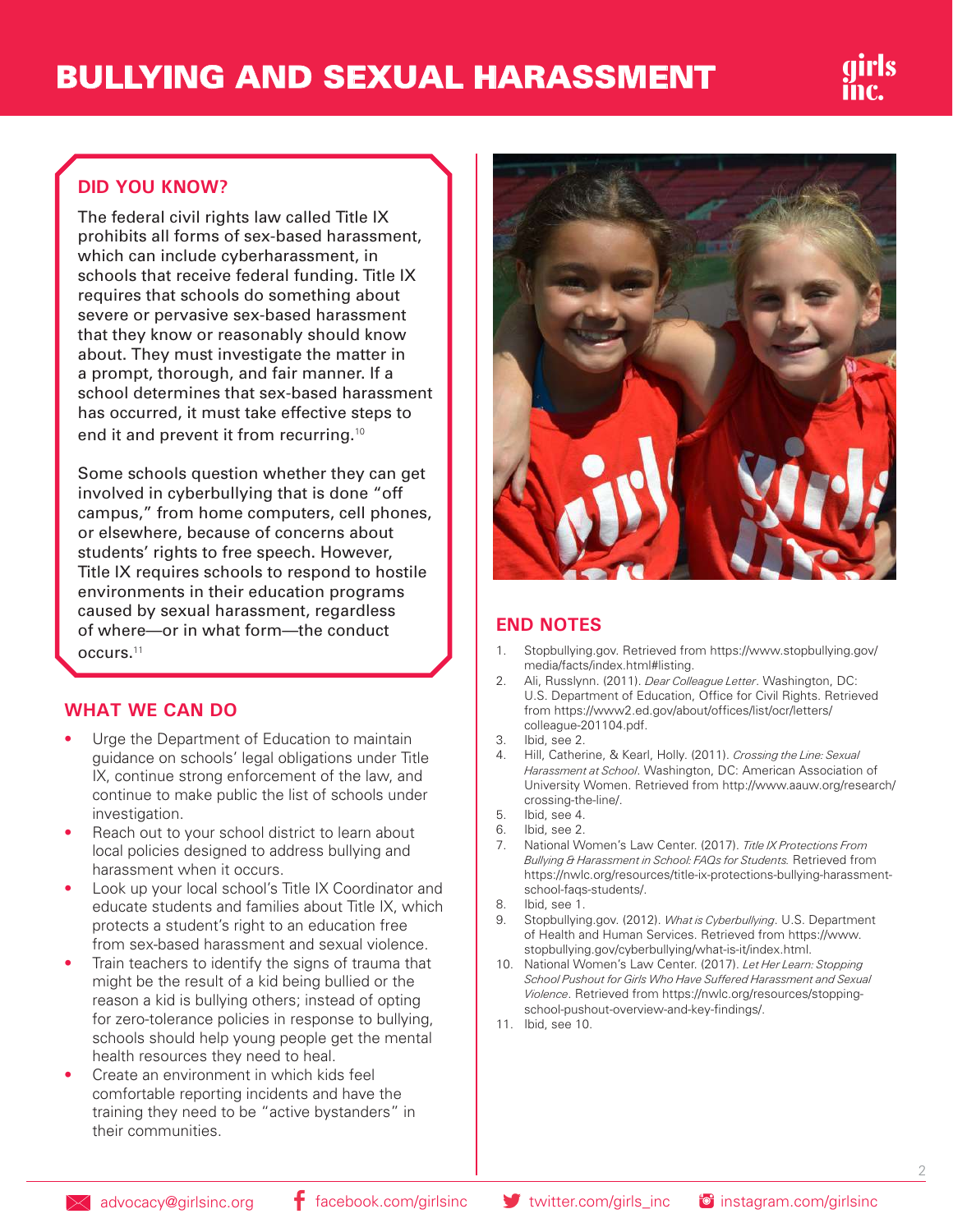# BULLYING AND SEXUAL HARASSMENT

## DID YOU KNOW?

The federal civil rights law called Title IX prohibits all forms of sex-based harassment, which can include cyberharassment, in schools that receive federal funding. Title IX requires that schools do something about severe or pervasive sex-based harassment that they know or reasonably should know about. They must investigate the matter in a prompt, thorough, and fair manner. If a school determines that sex-based harassment has occurred, it must take effective steps to end it and prevent it from recurring.[10]

Some schools question whether they can get involved in cyberbullying that is done "off campus," from home computers, cell phones, or elsewhere, because of concerns about students' rights to free speech. However, Title IX requires schools to respond to hostile environments in their education programs caused by sexual harassment, regardless of where—or in what form—the conduct occurs.[11]

## WHAT WE CAN DO

- Urge the Department of Education to maintain guidance on schools' legal obligations under Title IX, continue strong enforcement of the law, and continue to make public the list of schools under investigation.
- Reach out to your school district to learn about local policies designed to address bullying and harassment when it occurs.
- Look up your local school's Title IX Coordinator and educate students and families about Title IX, which protects a student's right to an education free from sex-based harassment and sexual violence.
- Train teachers to identify the signs of trauma that might be the result of a kid being bullied or the reason a kid is bullying others; instead of opting for zero-tolerance policies in response to bullying, schools should help young people get the mental health resources they need to heal.
- Create an environment in which kids feel comfortable reporting incidents and have the training they need to be "active bystanders" in their communities.

## END NOTES

1. Stopbullying.gov. Retrieved from https://www.stopbullying.gov/media/facts/index.html#listing.
2. Ali, Russlynn. (2011). *Dear Colleague Letter*. Washington, DC: U.S. Department of Education, Office for Civil Rights. Retrieved from https://www2.ed.gov/about/offices/list/ocr/letters/colleague-201104.pdf.
3. Ibid, see 2.
4. Hill, Catherine, & Kearl, Holly. (2011). *Crossing the Line: Sexual Harassment at School*. Washington, DC: American Association of University Women. Retrieved from http://www.aauw.org/research/crossing-the-line/.
5. Ibid, see 4.
6. Ibid, see 2.
7. National Women's Law Center. (2017). *Title IX Protections From Bullying & Harassment in School: FAQs for Students.* Retrieved from https://nwlc.org/resources/title-ix-protections-bullying-harassment-school-faqs-students/.
8. Ibid, see 1.
9. Stopbullying.gov. (2012). *What is Cyberbullying*. U.S. Department of Health and Human Services. Retrieved from https://www.stopbullying.gov/cyberbullying/what-is-it/index.html.
10. National Women's Law Center. (2017). *Let Her Learn: Stopping School Pushout for Girls Who Have Suffered Harassment and Sexual Violence*. Retrieved from https://nwlc.org/resources/stopping-school-pushout-overview-and-key-findings/.
11. Ibid, see 10.

advocacy@girlsinc.org | facebook.com/girlsinc | twitter.com/girls_inc | instagram.com/girlsinc